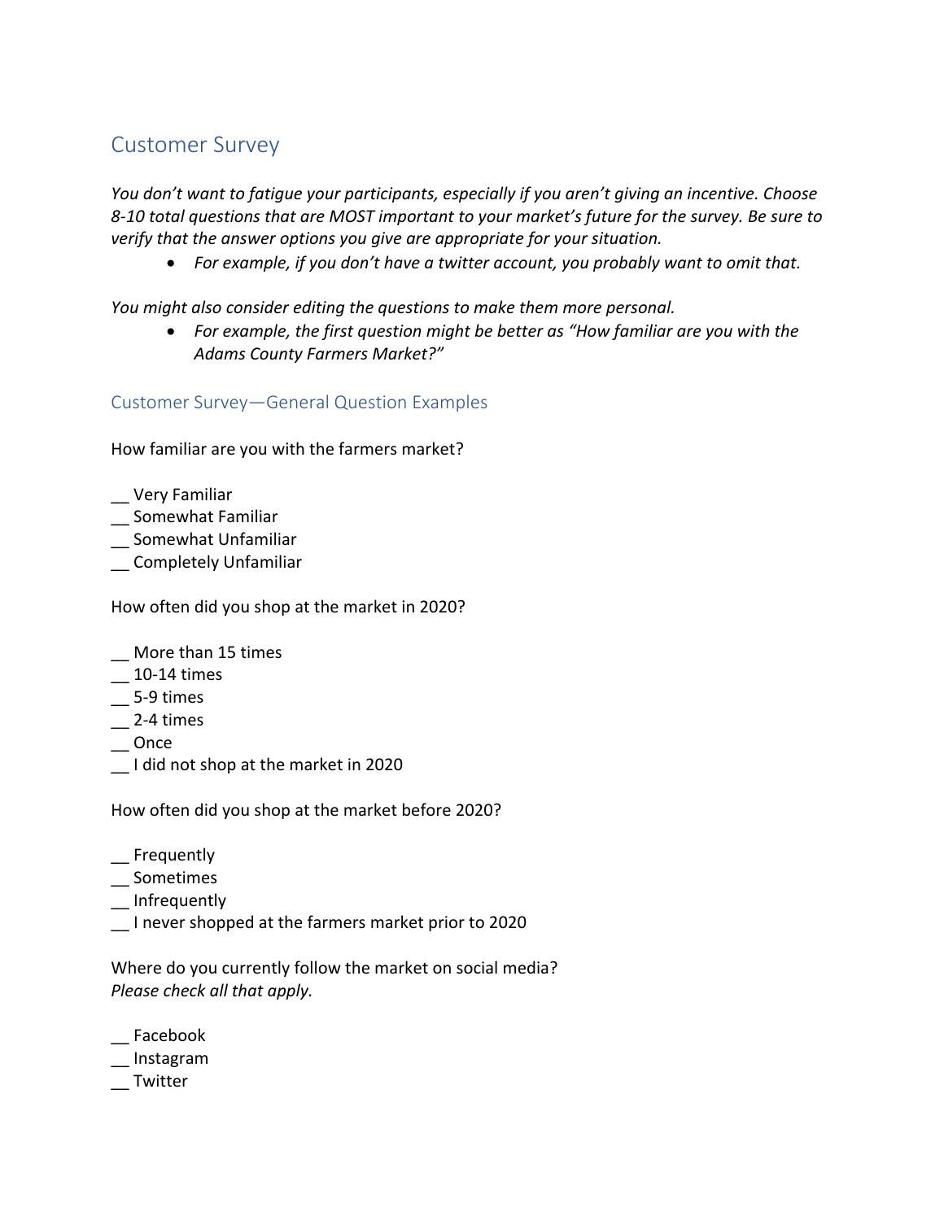# Customer Survey

*You don't want to fatigue your participants, especially if you aren't giving an incentive. Choose 8-10 total questions that are MOST important to your market's future for the survey. Be sure to verify that the answer options you give are appropriate for your situation.*

- *For example, if you don't have a twitter account, you probably want to omit that.*

*You might also consider editing the questions to make them more personal.*

- *For example, the first question might be better as "How familiar are you with the Adams County Farmers Market?"*

## Customer Survey—General Question Examples

How familiar are you with the farmers market?

__ Very Familiar
__ Somewhat Familiar
__ Somewhat Unfamiliar
__ Completely Unfamiliar

How often did you shop at the market in 2020?

__ More than 15 times
__ 10-14 times
__ 5-9 times
__ 2-4 times
__ Once
__ I did not shop at the market in 2020

How often did you shop at the market before 2020?

__ Frequently
__ Sometimes
__ Infrequently
__ I never shopped at the farmers market prior to 2020

Where do you currently follow the market on social media?
*Please check all that apply.*

__ Facebook
__ Instagram
__ Twitter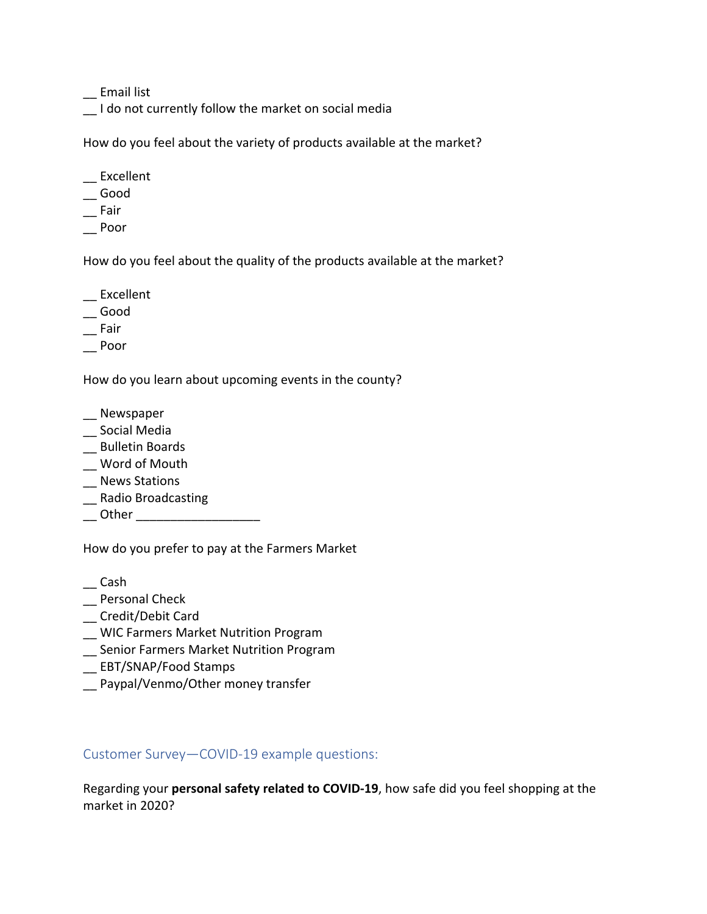__ Email list
__ I do not currently follow the market on social media

How do you feel about the variety of products available at the market?

__ Excellent
__ Good
__ Fair
__ Poor

How do you feel about the quality of the products available at the market?

__ Excellent
__ Good
__ Fair
__ Poor

How do you learn about upcoming events in the county?

__ Newspaper
__ Social Media
__ Bulletin Boards
__ Word of Mouth
__ News Stations
__ Radio Broadcasting
__ Other __________________

How do you prefer to pay at the Farmers Market

__ Cash
__ Personal Check
__ Credit/Debit Card
__ WIC Farmers Market Nutrition Program
__ Senior Farmers Market Nutrition Program
__ EBT/SNAP/Food Stamps
__ Paypal/Venmo/Other money transfer

## Customer Survey—COVID-19 example questions:

Regarding your **personal safety related to COVID-19**, how safe did you feel shopping at the market in 2020?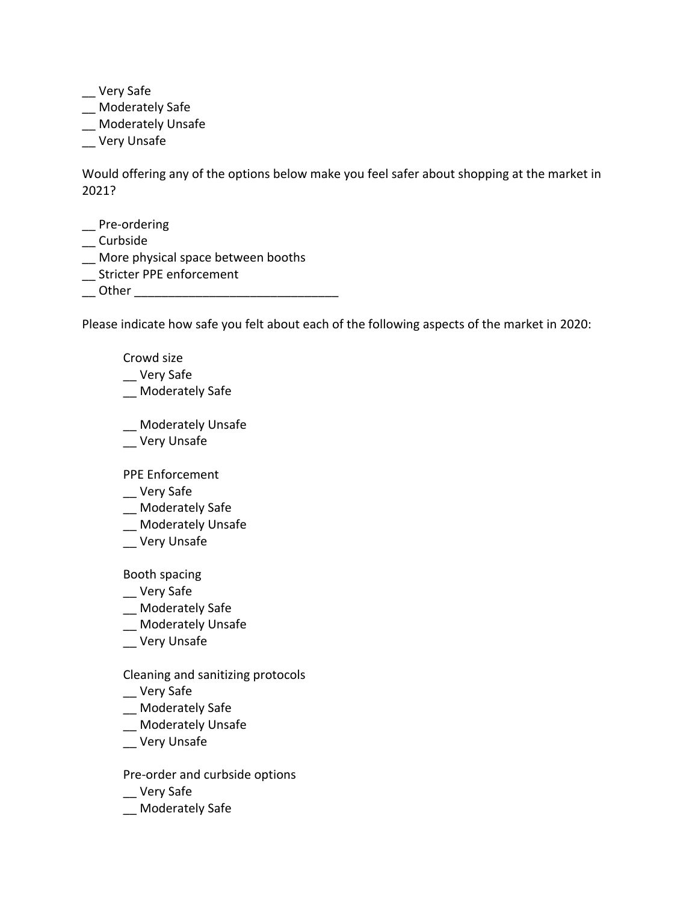__ Very Safe
__ Moderately Safe
__ Moderately Unsafe
__ Very Unsafe

Would offering any of the options below make you feel safer about shopping at the market in 2021?

__ Pre-ordering
__ Curbside
__ More physical space between booths
__ Stricter PPE enforcement
__ Other ______________________________

Please indicate how safe you felt about each of the following aspects of the market in 2020:

Crowd size
__ Very Safe
__ Moderately Safe

__ Moderately Unsafe
__ Very Unsafe

PPE Enforcement
__ Very Safe
__ Moderately Safe
__ Moderately Unsafe
__ Very Unsafe

Booth spacing
__ Very Safe
__ Moderately Safe
__ Moderately Unsafe
__ Very Unsafe

Cleaning and sanitizing protocols
__ Very Safe
__ Moderately Safe
__ Moderately Unsafe
__ Very Unsafe

Pre-order and curbside options
__ Very Safe
__ Moderately Safe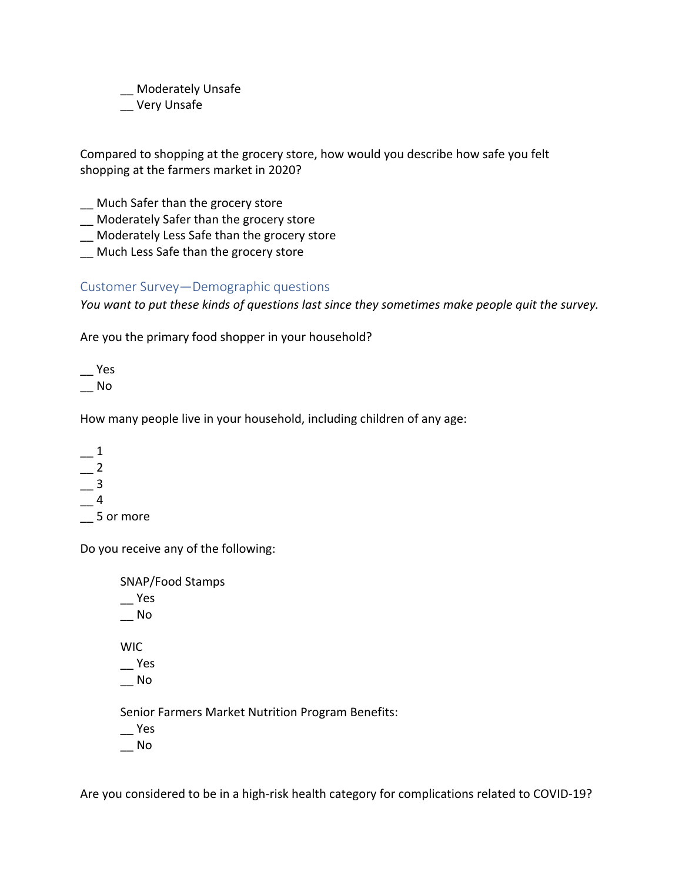__ Moderately Unsafe
__ Very Unsafe

Compared to shopping at the grocery store, how would you describe how safe you felt shopping at the farmers market in 2020?

__ Much Safer than the grocery store
__ Moderately Safer than the grocery store
__ Moderately Less Safe than the grocery store
__ Much Less Safe than the grocery store

## Customer Survey—Demographic questions

*You want to put these kinds of questions last since they sometimes make people quit the survey.*

Are you the primary food shopper in your household?

__ Yes
__ No

How many people live in your household, including children of any age:

__ 1
__ 2
__ 3
__ 4
__ 5 or more

Do you receive any of the following:

SNAP/Food Stamps
__ Yes
__ No

WIC
__ Yes
__ No

Senior Farmers Market Nutrition Program Benefits:
__ Yes
__ No

Are you considered to be in a high-risk health category for complications related to COVID-19?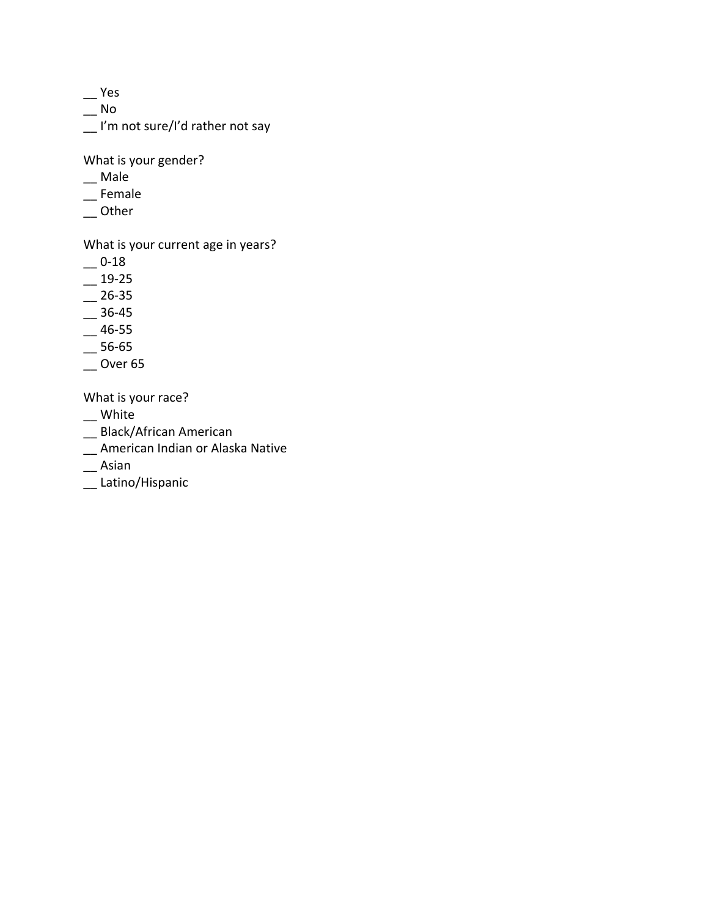__ Yes
__ No
__ I'm not sure/I'd rather not say

What is your gender?
__ Male
__ Female
__ Other

What is your current age in years?
__ 0-18
__ 19-25
__ 26-35
__ 36-45
__ 46-55
__ 56-65
__ Over 65

What is your race?
__ White
__ Black/African American
__ American Indian or Alaska Native
__ Asian
__ Latino/Hispanic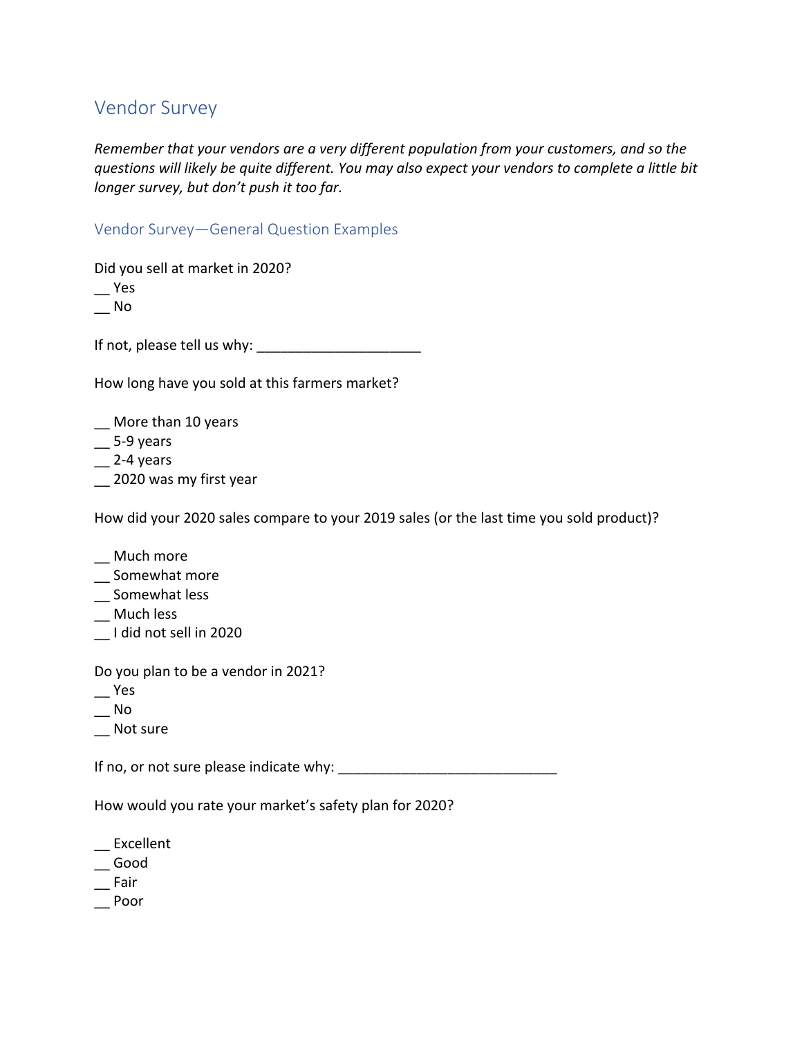## Vendor Survey

*Remember that your vendors are a very different population from your customers, and so the questions will likely be quite different. You may also expect your vendors to complete a little bit longer survey, but don't push it too far.*

### Vendor Survey—General Question Examples

Did you sell at market in 2020?
__ Yes
__ No

If not, please tell us why: _____________________

How long have you sold at this farmers market?

__ More than 10 years
__ 5-9 years
__ 2-4 years
__ 2020 was my first year

How did your 2020 sales compare to your 2019 sales (or the last time you sold product)?

__ Much more
__ Somewhat more
__ Somewhat less
__ Much less
__ I did not sell in 2020

Do you plan to be a vendor in 2021?
__ Yes
__ No
__ Not sure

If no, or not sure please indicate why: ____________________________

How would you rate your market's safety plan for 2020?

__ Excellent
__ Good
__ Fair
__ Poor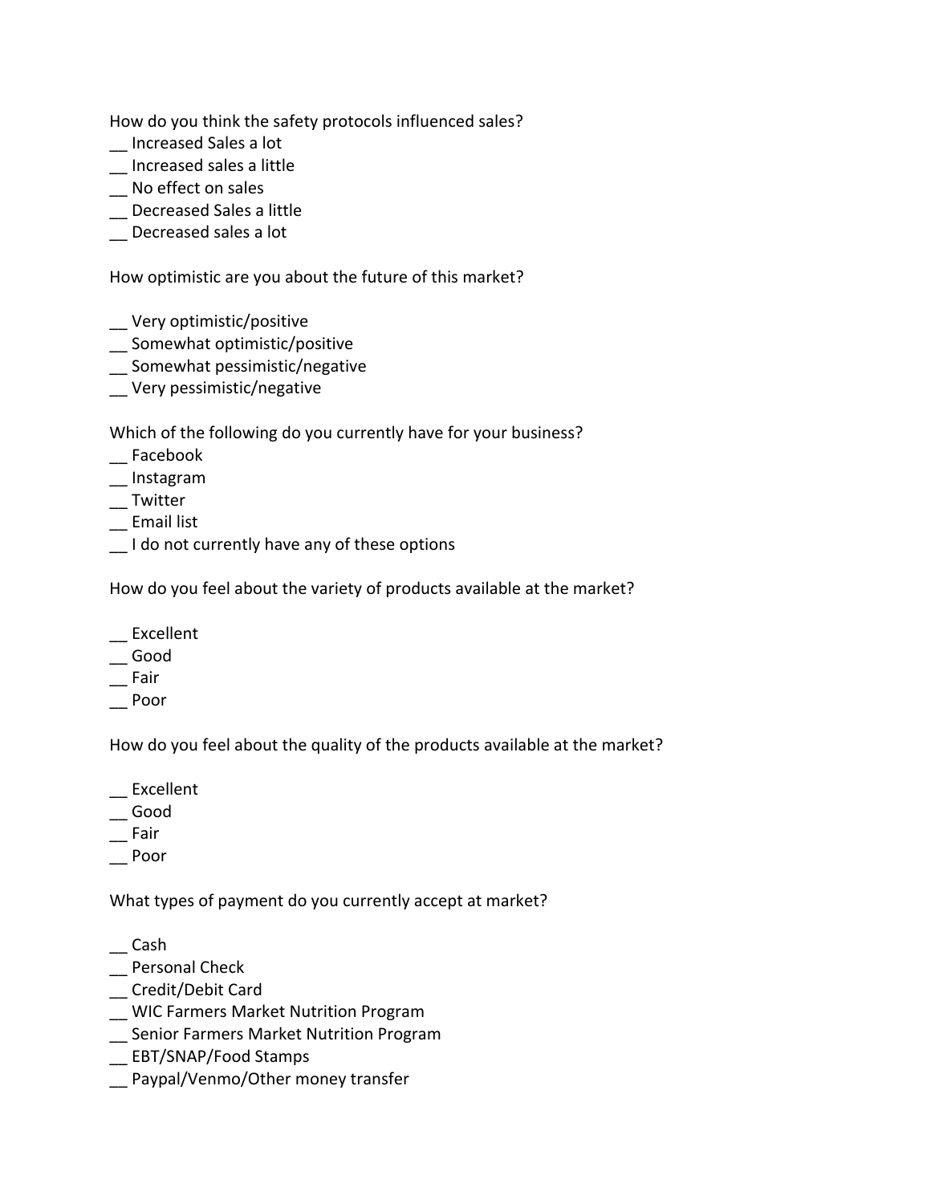How do you think the safety protocols influenced sales?

__ Increased Sales a lot
__ Increased sales a little
__ No effect on sales
__ Decreased Sales a little
__ Decreased sales a lot

How optimistic are you about the future of this market?

__ Very optimistic/positive
__ Somewhat optimistic/positive
__ Somewhat pessimistic/negative
__ Very pessimistic/negative

Which of the following do you currently have for your business?

__ Facebook
__ Instagram
__ Twitter
__ Email list
__ I do not currently have any of these options

How do you feel about the variety of products available at the market?

__ Excellent
__ Good
__ Fair
__ Poor

How do you feel about the quality of the products available at the market?

__ Excellent
__ Good
__ Fair
__ Poor

What types of payment do you currently accept at market?

__ Cash
__ Personal Check
__ Credit/Debit Card
__ WIC Farmers Market Nutrition Program
__ Senior Farmers Market Nutrition Program
__ EBT/SNAP/Food Stamps
__ Paypal/Venmo/Other money transfer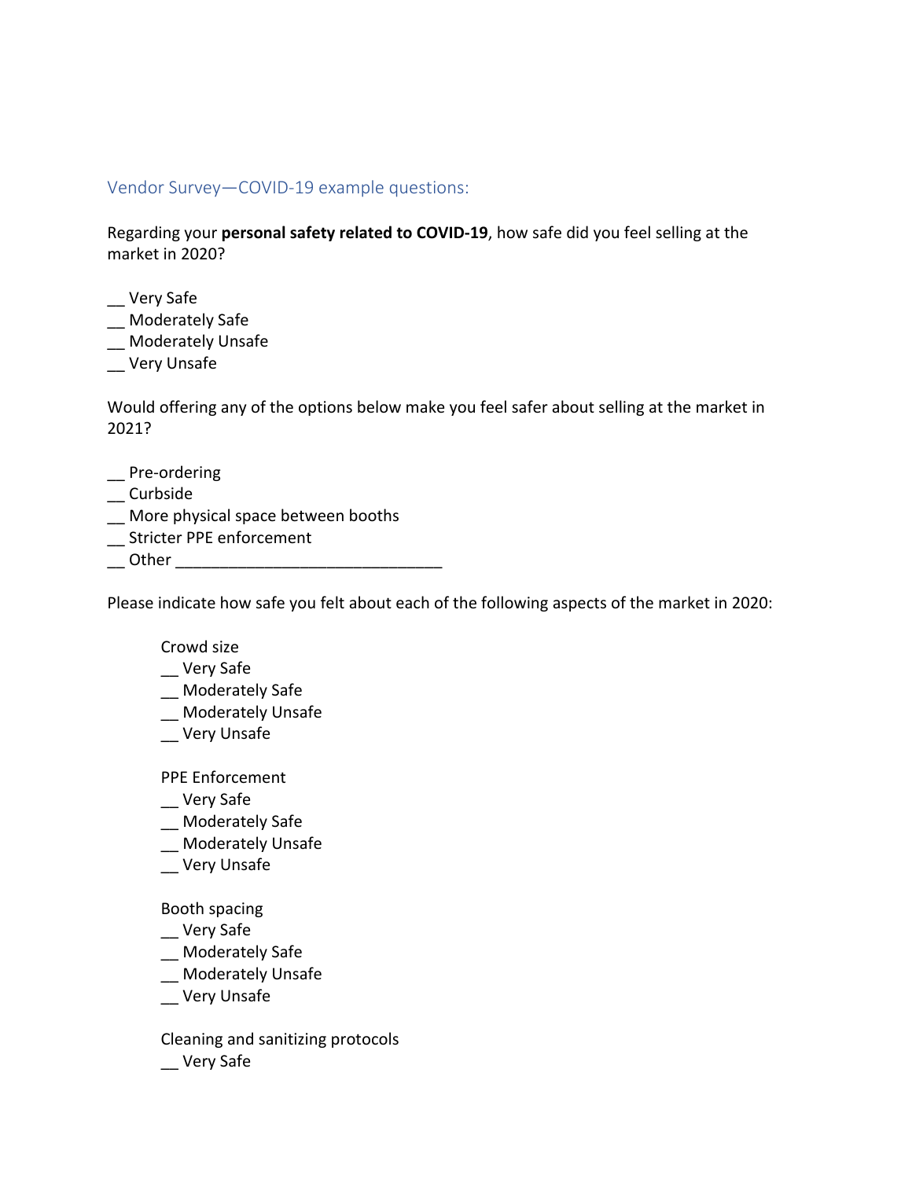## Vendor Survey—COVID-19 example questions:

Regarding your **personal safety related to COVID-19**, how safe did you feel selling at the market in 2020?

__ Very Safe
__ Moderately Safe
__ Moderately Unsafe
__ Very Unsafe

Would offering any of the options below make you feel safer about selling at the market in 2021?

__ Pre-ordering
__ Curbside
__ More physical space between booths
__ Stricter PPE enforcement
__ Other ______________________________

Please indicate how safe you felt about each of the following aspects of the market in 2020:

Crowd size
__ Very Safe
__ Moderately Safe
__ Moderately Unsafe
__ Very Unsafe

PPE Enforcement
__ Very Safe
__ Moderately Safe
__ Moderately Unsafe
__ Very Unsafe

Booth spacing
__ Very Safe
__ Moderately Safe
__ Moderately Unsafe
__ Very Unsafe

Cleaning and sanitizing protocols
__ Very Safe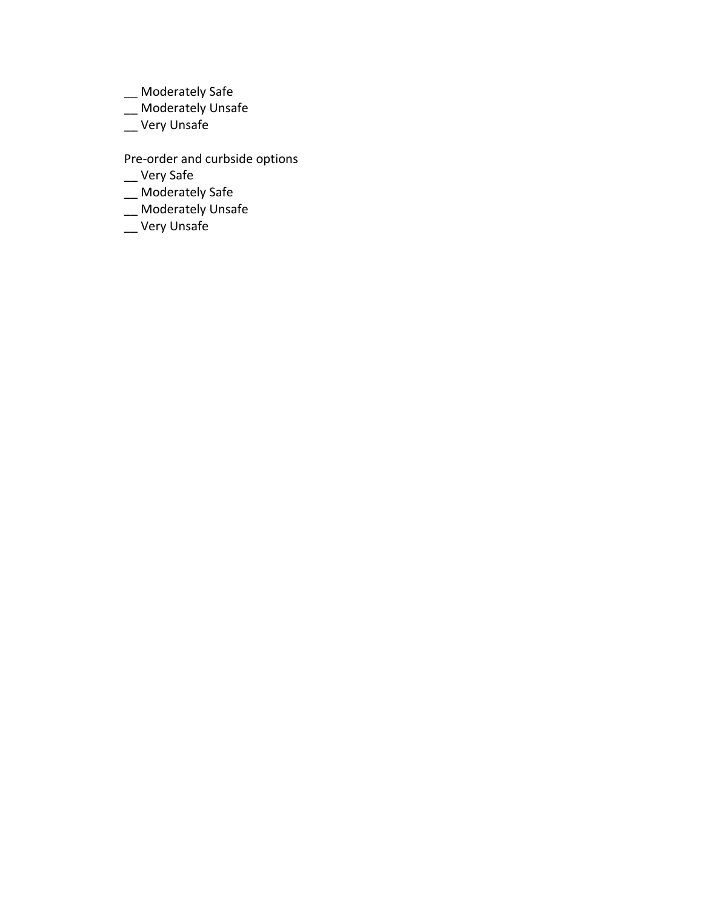__ Moderately Safe
__ Moderately Unsafe
__ Very Unsafe

Pre-order and curbside options
__ Very Safe
__ Moderately Safe
__ Moderately Unsafe
__ Very Unsafe